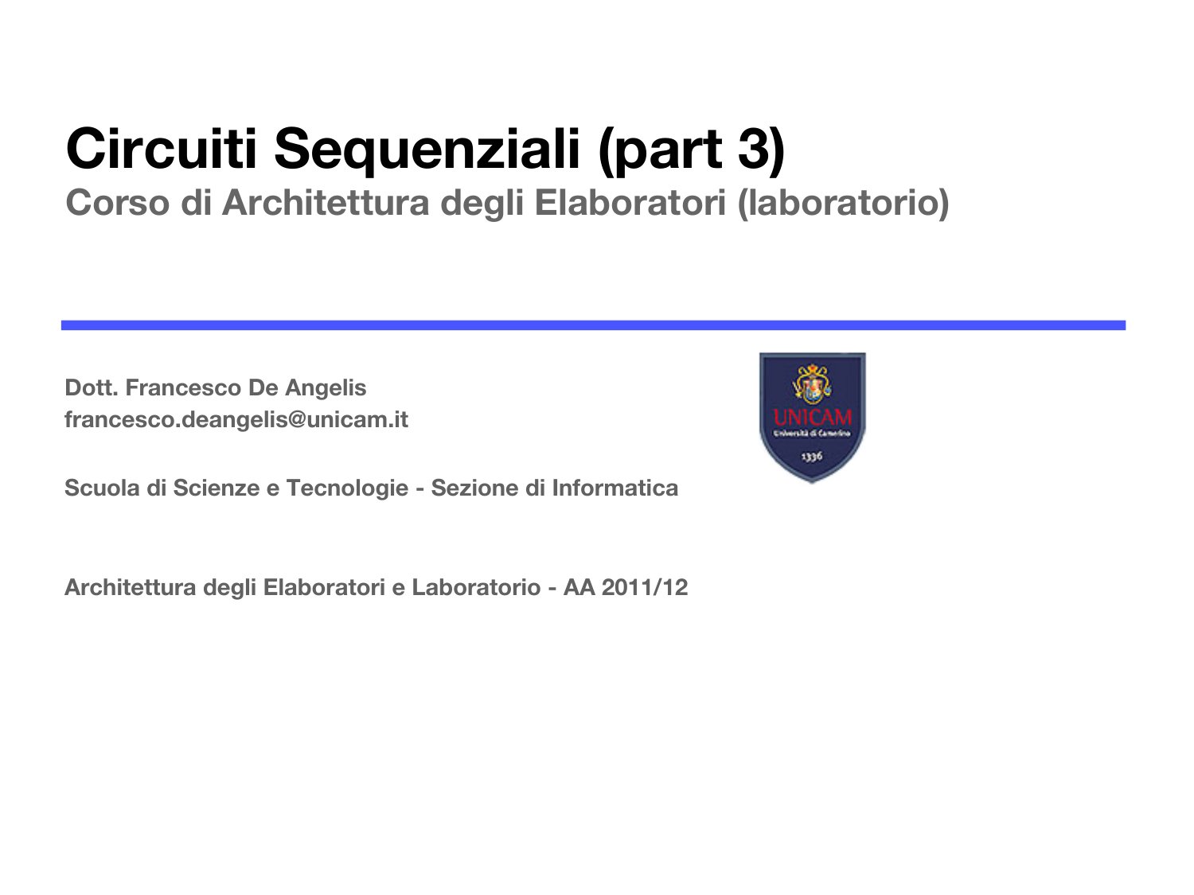# Circuiti Sequenziali (part 3)

## Corso di Architettura degli Elaboratori (laboratorio)

**Dott. Francesco De Angelis**
**francesco.deangelis@unicam.it**

**Scuola di Scienze e Tecnologie - Sezione di Informatica**

**Architettura degli Elaboratori e Laboratorio - AA 2011/12**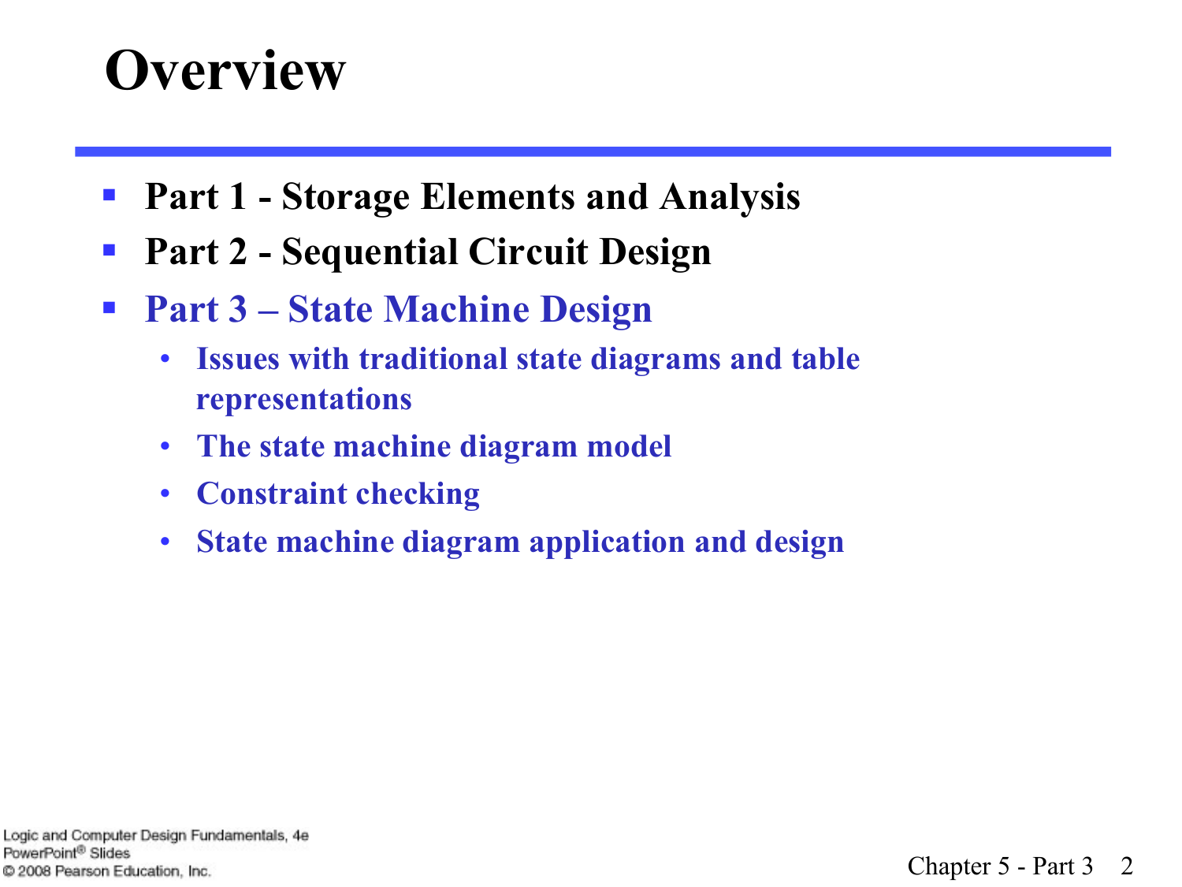# Overview

- **Part 1 - Storage Elements and Analysis**
- **Part 2 - Sequential Circuit Design**
- **Part 3 – State Machine Design**
  - **Issues with traditional state diagrams and table representations**
  - **The state machine diagram model**
  - **Constraint checking**
  - **State machine diagram application and design**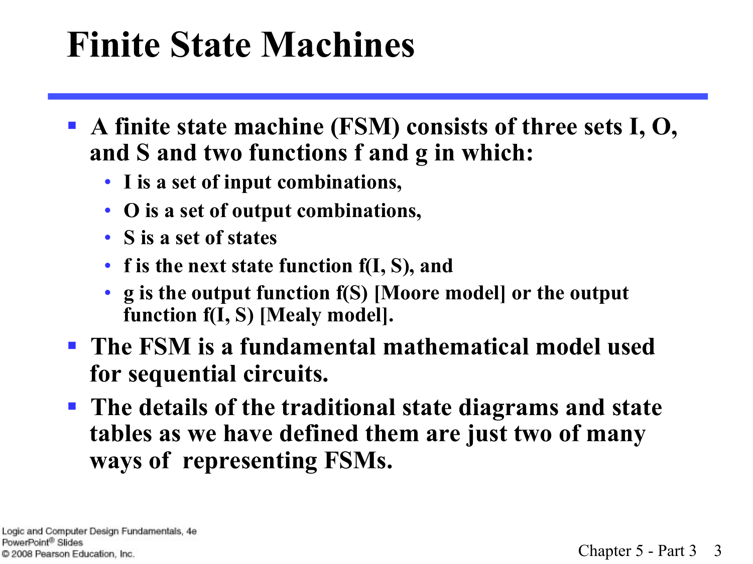# Finite State Machines

- A finite state machine (FSM) consists of three sets I, O, and S and two functions f and g in which:
  - I is a set of input combinations,
  - O is a set of output combinations,
  - S is a set of states
  - f is the next state function f(I, S), and
  - g is the output function f(S) [Moore model] or the output function f(I, S) [Mealy model].
- The FSM is a fundamental mathematical model used for sequential circuits.
- The details of the traditional state diagrams and state tables as we have defined them are just two of many ways of representing FSMs.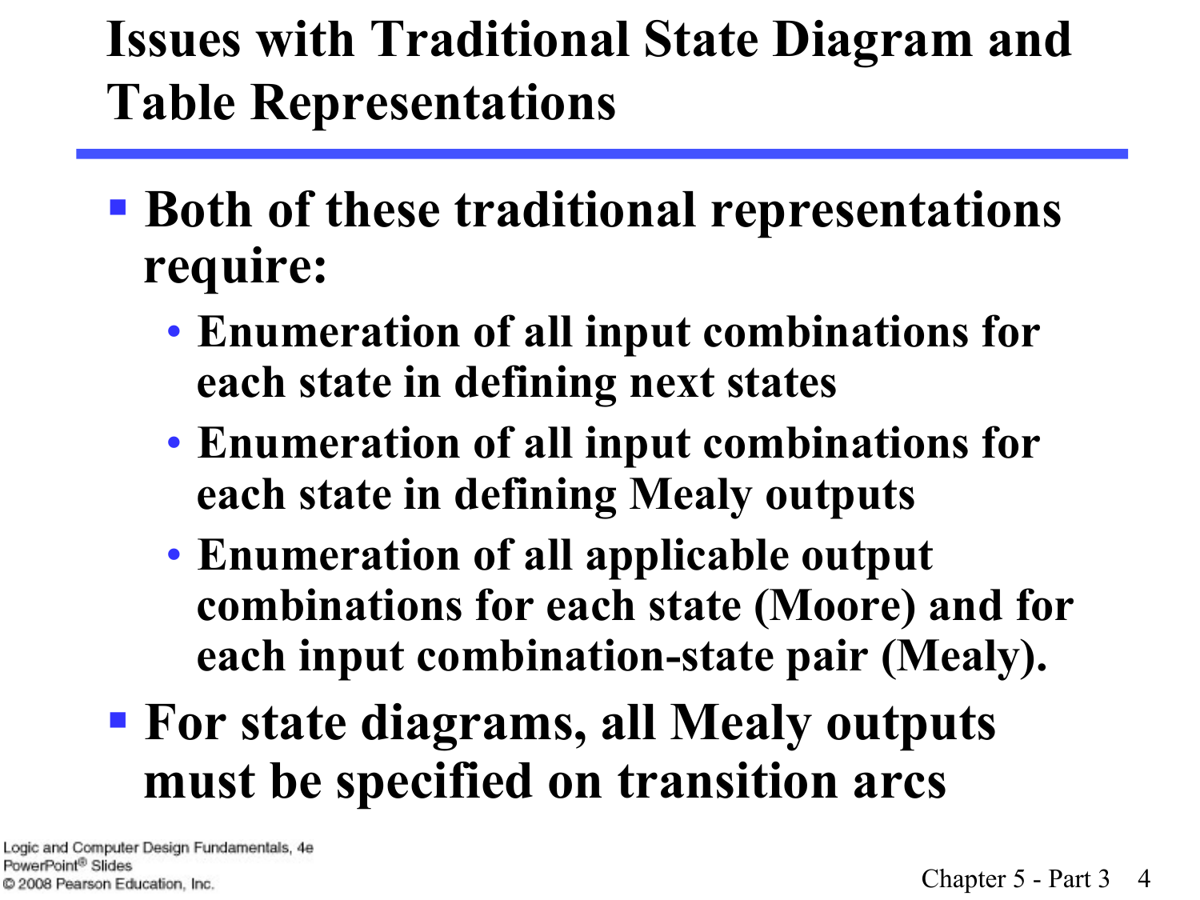# Issues with Traditional State Diagram and Table Representations

- Both of these traditional representations require:
  - Enumeration of all input combinations for each state in defining next states
  - Enumeration of all input combinations for each state in defining Mealy outputs
  - Enumeration of all applicable output combinations for each state (Moore) and for each input combination-state pair (Mealy).
- For state diagrams, all Mealy outputs must be specified on transition arcs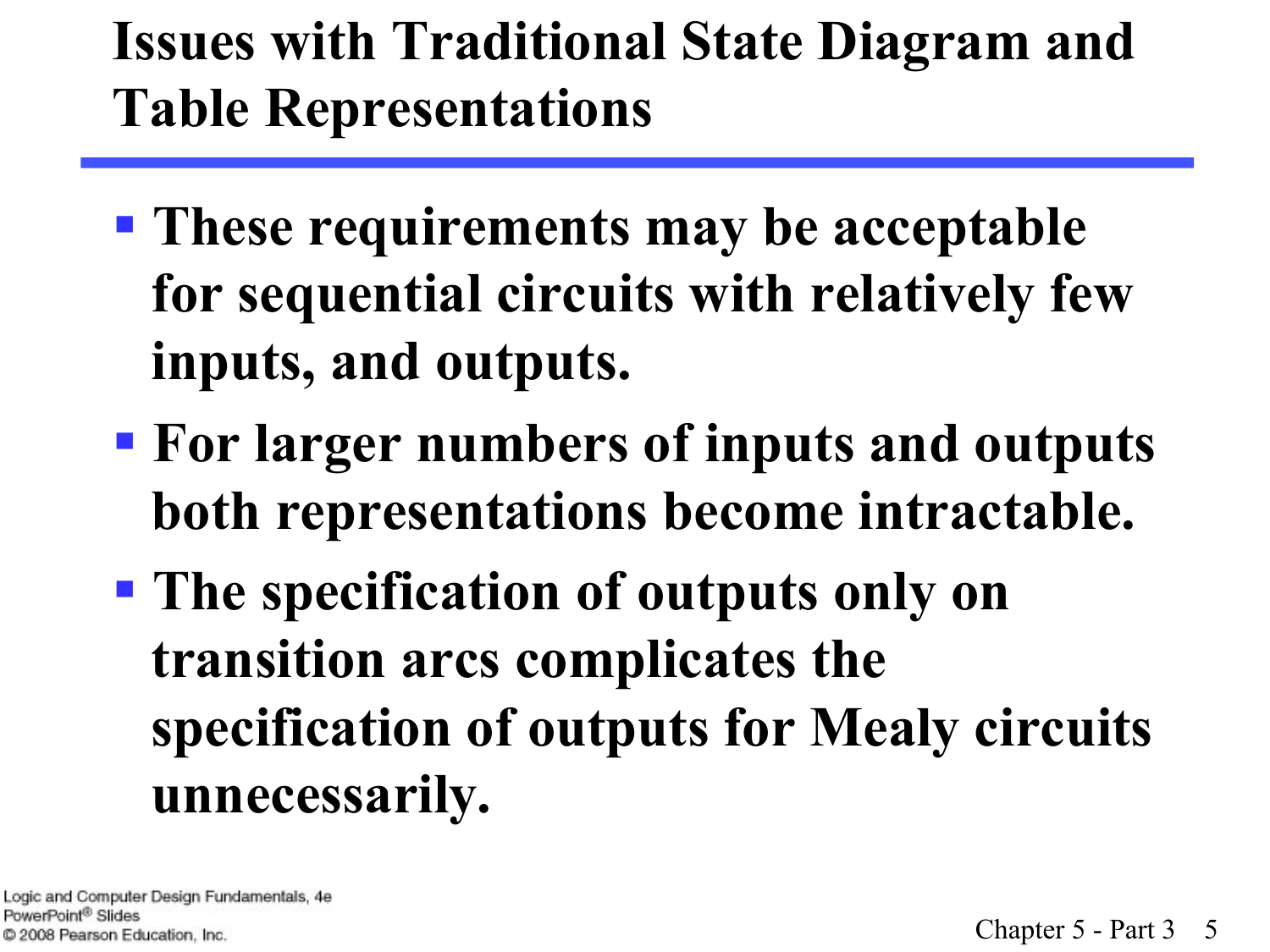# Issues with Traditional State Diagram and Table Representations

- These requirements may be acceptable for sequential circuits with relatively few inputs, and outputs.
- For larger numbers of inputs and outputs both representations become intractable.
- The specification of outputs only on transition arcs complicates the specification of outputs for Mealy circuits unnecessarily.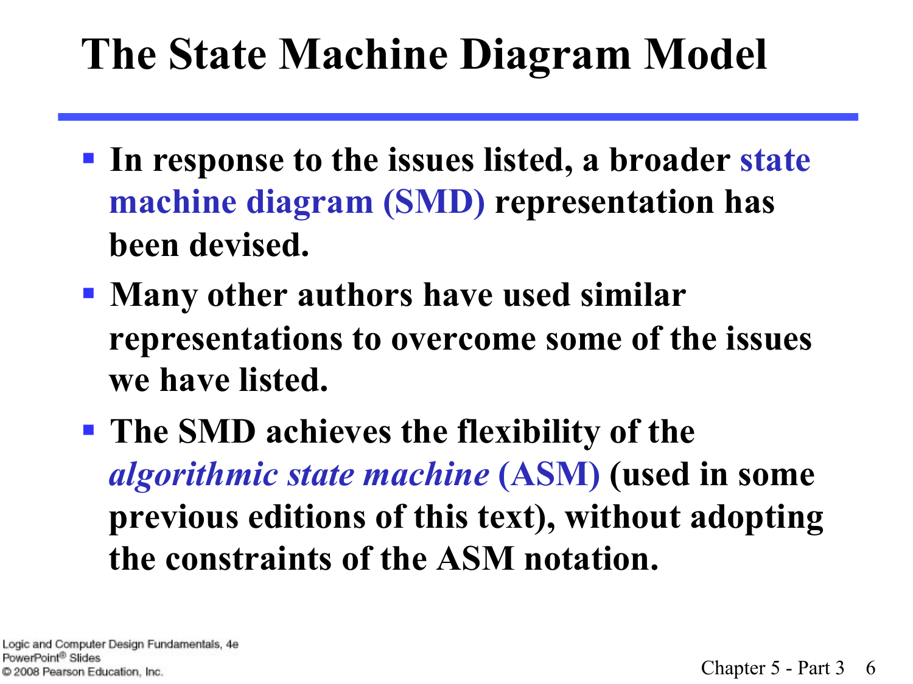# The State Machine Diagram Model

- In response to the issues listed, a broader state machine diagram (SMD) representation has been devised.
- Many other authors have used similar representations to overcome some of the issues we have listed.
- The SMD achieves the flexibility of the *algorithmic state machine* (ASM) (used in some previous editions of this text), without adopting the constraints of the ASM notation.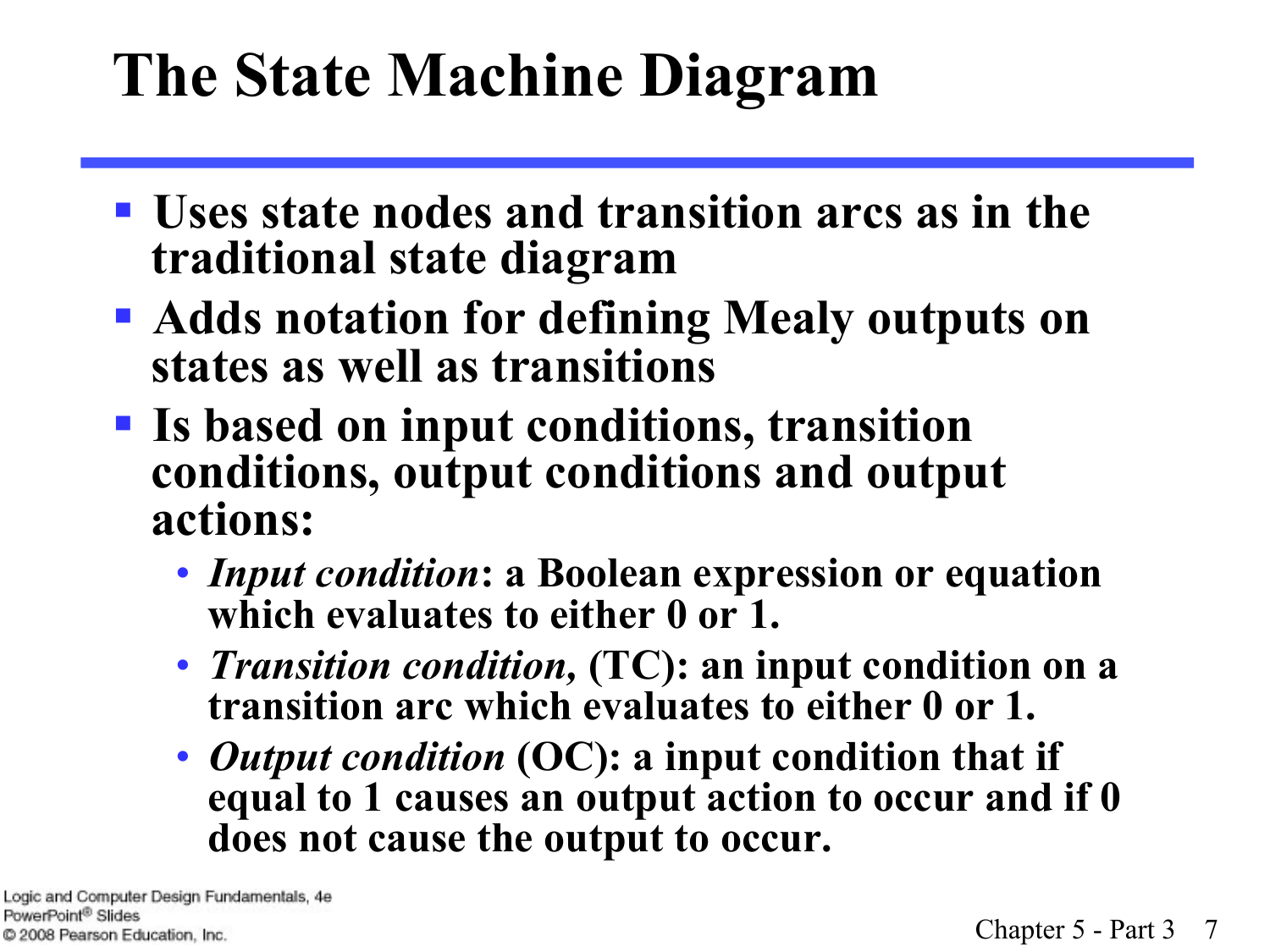# The State Machine Diagram

- Uses state nodes and transition arcs as in the traditional state diagram
- Adds notation for defining Mealy outputs on states as well as transitions
- Is based on input conditions, transition conditions, output conditions and output actions:
  - ***Input condition***: a Boolean expression or equation which evaluates to either 0 or 1.
  - ***Transition condition,*** (TC): an input condition on a transition arc which evaluates to either 0 or 1.
  - ***Output condition*** (OC): a input condition that if equal to 1 causes an output action to occur and if 0 does not cause the output to occur.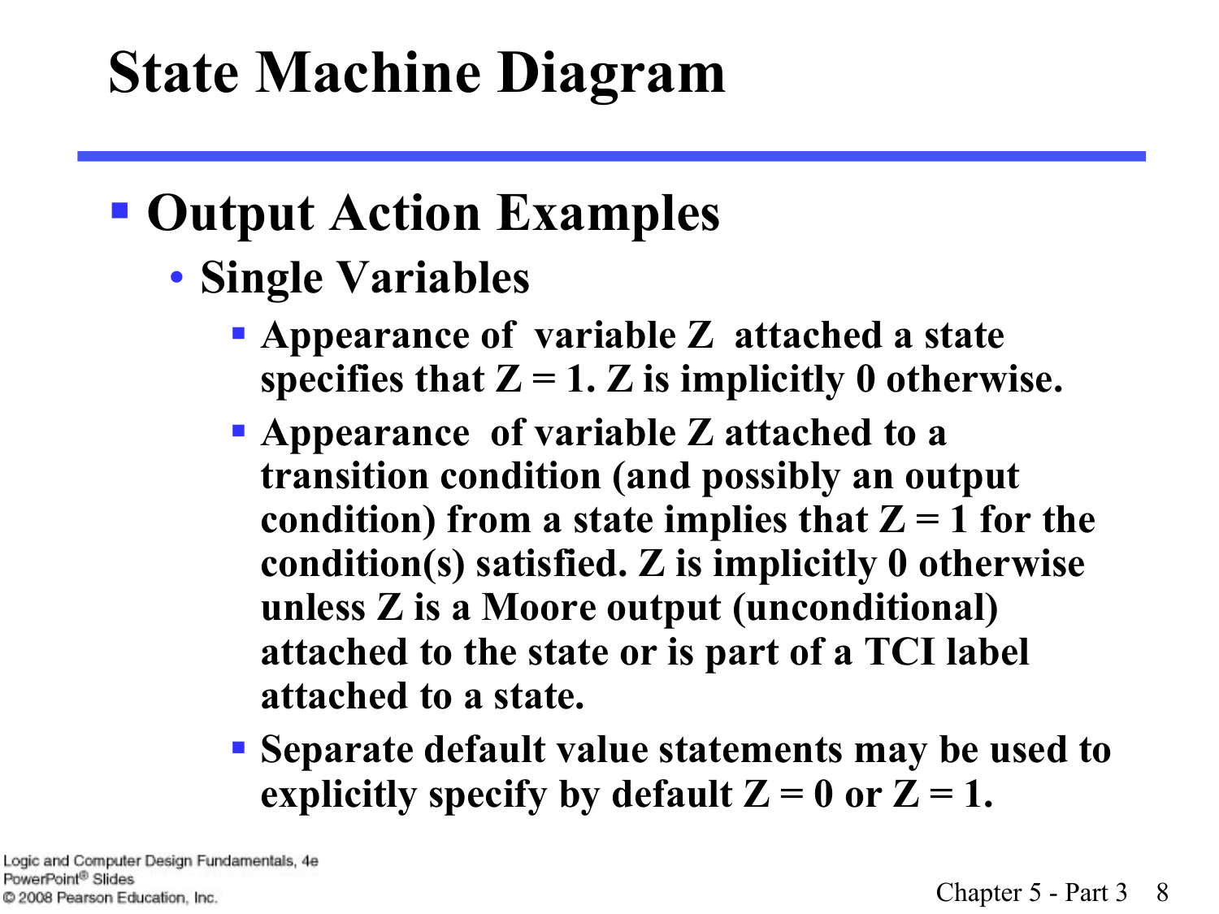# State Machine Diagram

- **Output Action Examples**
  - **Single Variables**
    - **Appearance of variable Z attached a state specifies that Z = 1. Z is implicitly 0 otherwise.**
    - **Appearance of variable Z attached to a transition condition (and possibly an output condition) from a state implies that Z = 1 for the condition(s) satisfied. Z is implicitly 0 otherwise unless Z is a Moore output (unconditional) attached to the state or is part of a TCI label attached to a state.**
    - **Separate default value statements may be used to explicitly specify by default Z = 0 or Z = 1.**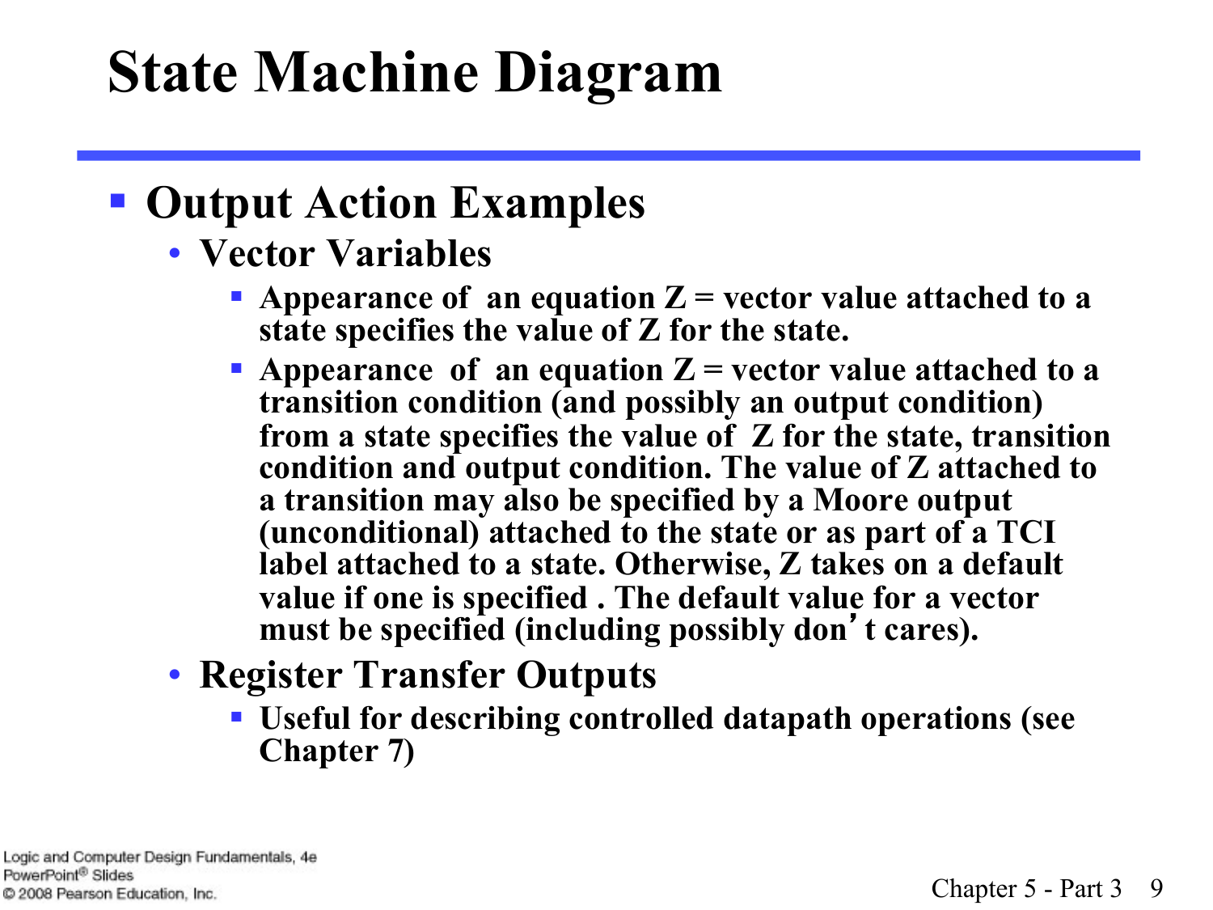# State Machine Diagram

- **Output Action Examples**
  - **Vector Variables**
    - **Appearance of an equation Z = vector value attached to a state specifies the value of Z for the state.**
    - **Appearance of an equation Z = vector value attached to a transition condition (and possibly an output condition) from a state specifies the value of Z for the state, transition condition and output condition. The value of Z attached to a transition may also be specified by a Moore output (unconditional) attached to the state or as part of a TCI label attached to a state. Otherwise, Z takes on a default value if one is specified . The default value for a vector must be specified (including possibly don't cares).**
  - **Register Transfer Outputs**
    - **Useful for describing controlled datapath operations (see Chapter 7)**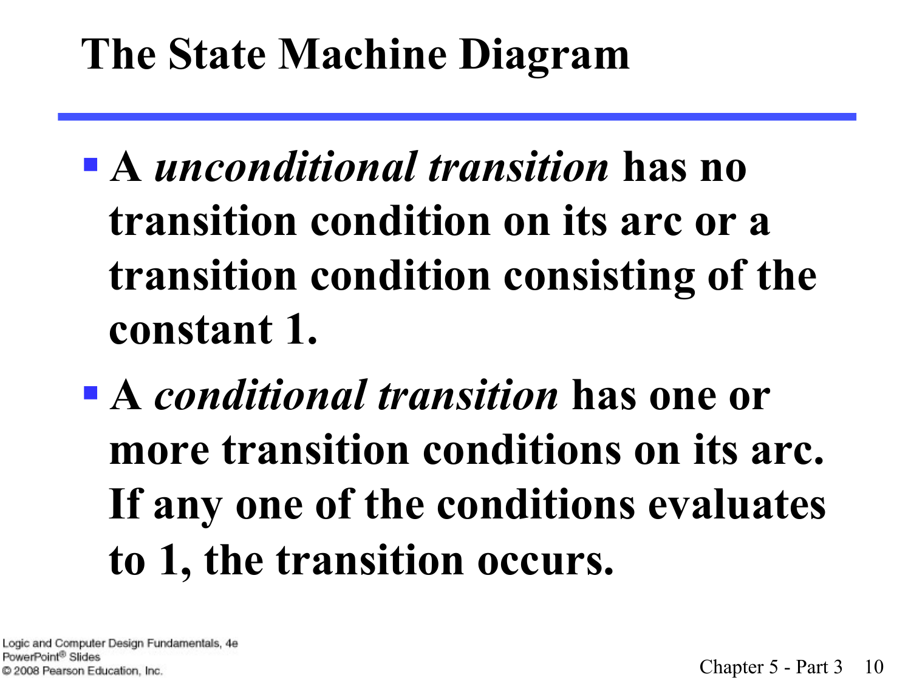# The State Machine Diagram

- A *unconditional transition* has no transition condition on its arc or a transition condition consisting of the constant 1.
- A *conditional transition* has one or more transition conditions on its arc. If any one of the conditions evaluates to 1, the transition occurs.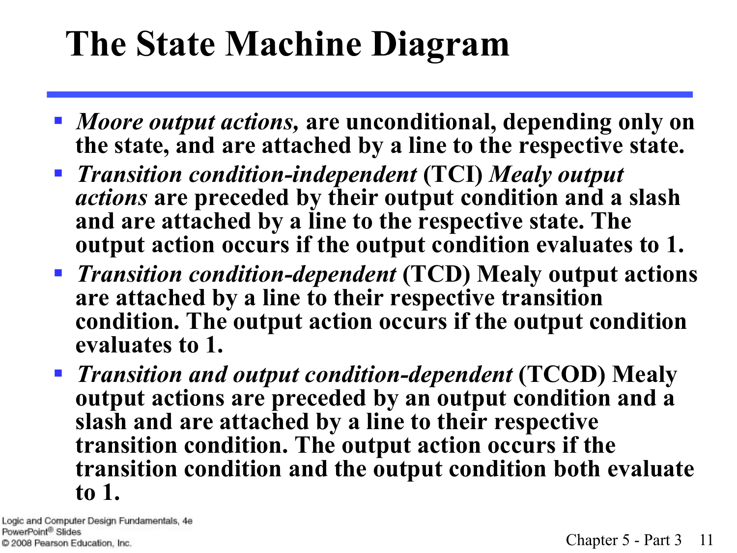# The State Machine Diagram

- ***Moore output actions,*** **are unconditional, depending only on the state, and are attached by a line to the respective state.**
- ***Transition condition-independent*** **(TCI)** ***Mealy output actions*** **are preceded by their output condition and a slash and are attached by a line to the respective state. The output action occurs if the output condition evaluates to 1.**
- ***Transition condition-dependent*** **(TCD) Mealy output actions are attached by a line to their respective transition condition. The output action occurs if the output condition evaluates to 1.**
- ***Transition and output condition-dependent*** **(TCOD) Mealy output actions are preceded by an output condition and a slash and are attached by a line to their respective transition condition. The output action occurs if the transition condition and the output condition both evaluate to 1.**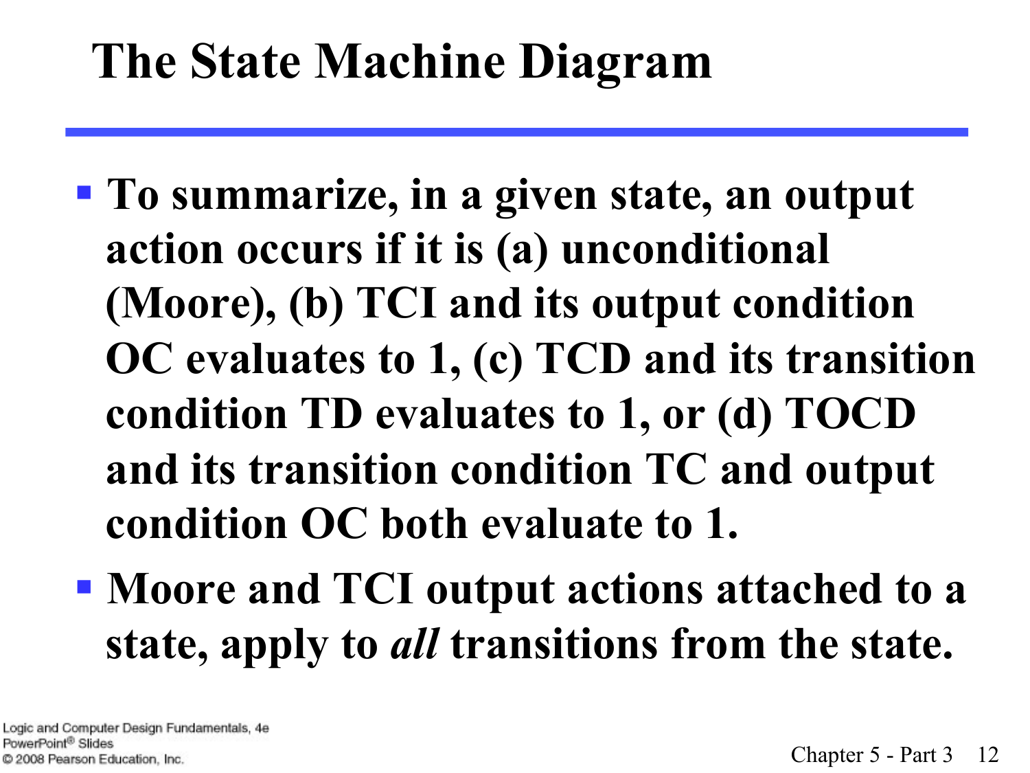# The State Machine Diagram

- To summarize, in a given state, an output action occurs if it is (a) unconditional (Moore), (b) TCI and its output condition OC evaluates to 1, (c) TCD and its transition condition TD evaluates to 1, or (d) TOCD and its transition condition TC and output condition OC both evaluate to 1.
- Moore and TCI output actions attached to a state, apply to *all* transitions from the state.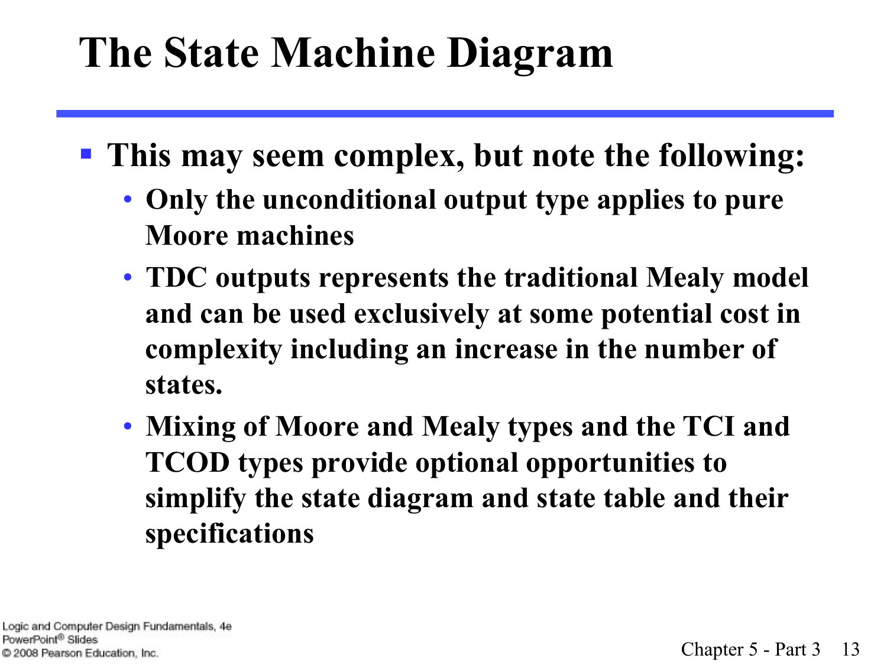# The State Machine Diagram

- This may seem complex, but note the following:
  - Only the unconditional output type applies to pure Moore machines
  - TDC outputs represents the traditional Mealy model and can be used exclusively at some potential cost in complexity including an increase in the number of states.
  - Mixing of Moore and Mealy types and the TCI and TCOD types provide optional opportunities to simplify the state diagram and state table and their specifications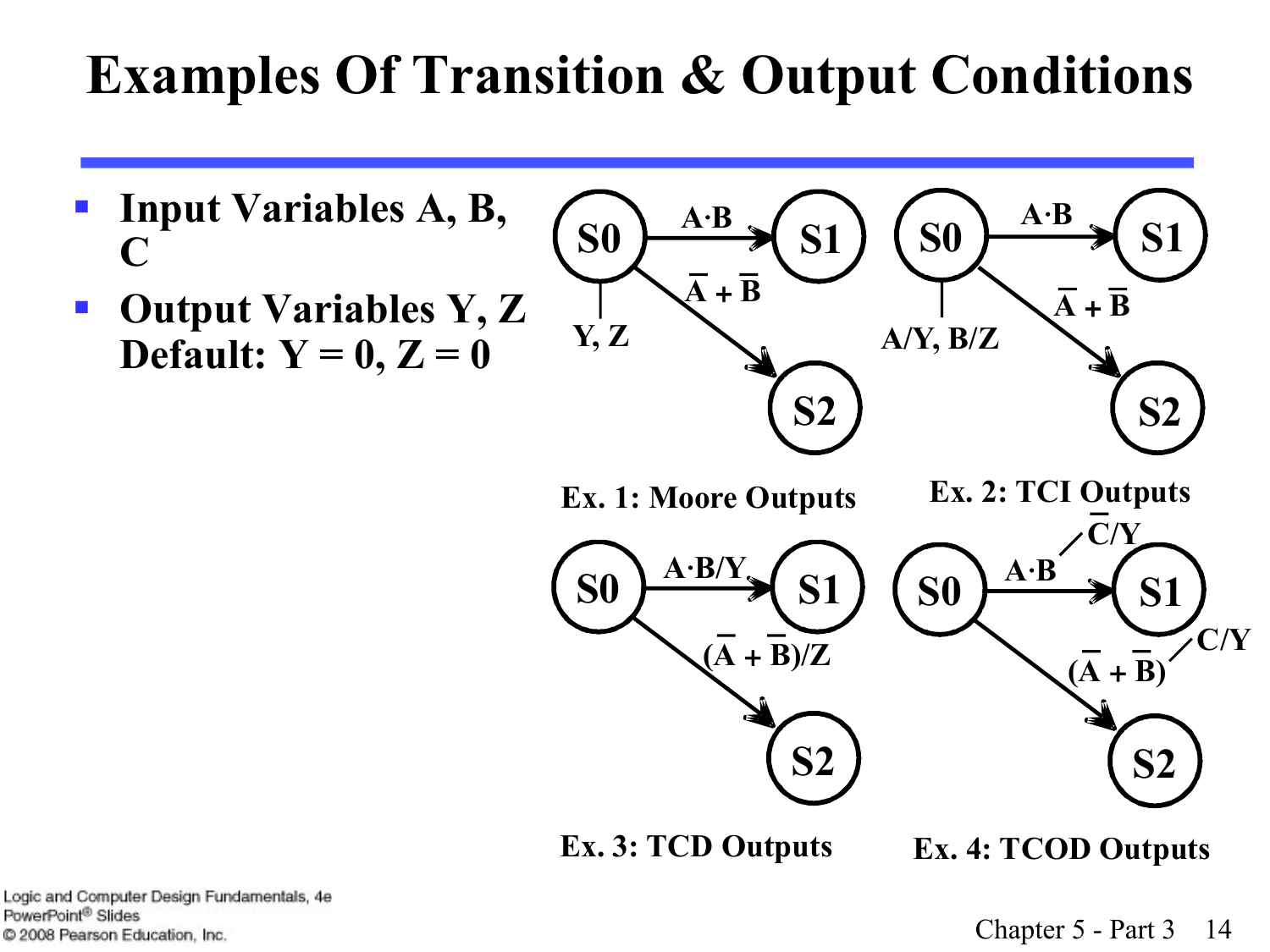# Examples Of Transition & Output Conditions

- **Input Variables A, B, C**
- **Output Variables Y, Z Default: Y = 0, Z = 0**

S0 —$A \cdot B$→ S1; S0 —$\overline{A} + \overline{B}$→ S2; S0: Y, Z

**Ex. 1: Moore Outputs**

S0 —$A \cdot B$→ S1; S0 —$\overline{A} + \overline{B}$→ S2; S0: A/Y, B/Z

**Ex. 2: TCI Outputs**

S0 —$A \cdot B$/Y→ S1; S0 —$(\overline{A} + \overline{B})$/Z→ S2

**Ex. 3: TCD Outputs**

S0 —$A \cdot B$, $\overline{C}$/Y→ S1; S0 —$(\overline{A} + \overline{B})$, C/Y→ S2

**Ex. 4: TCOD Outputs**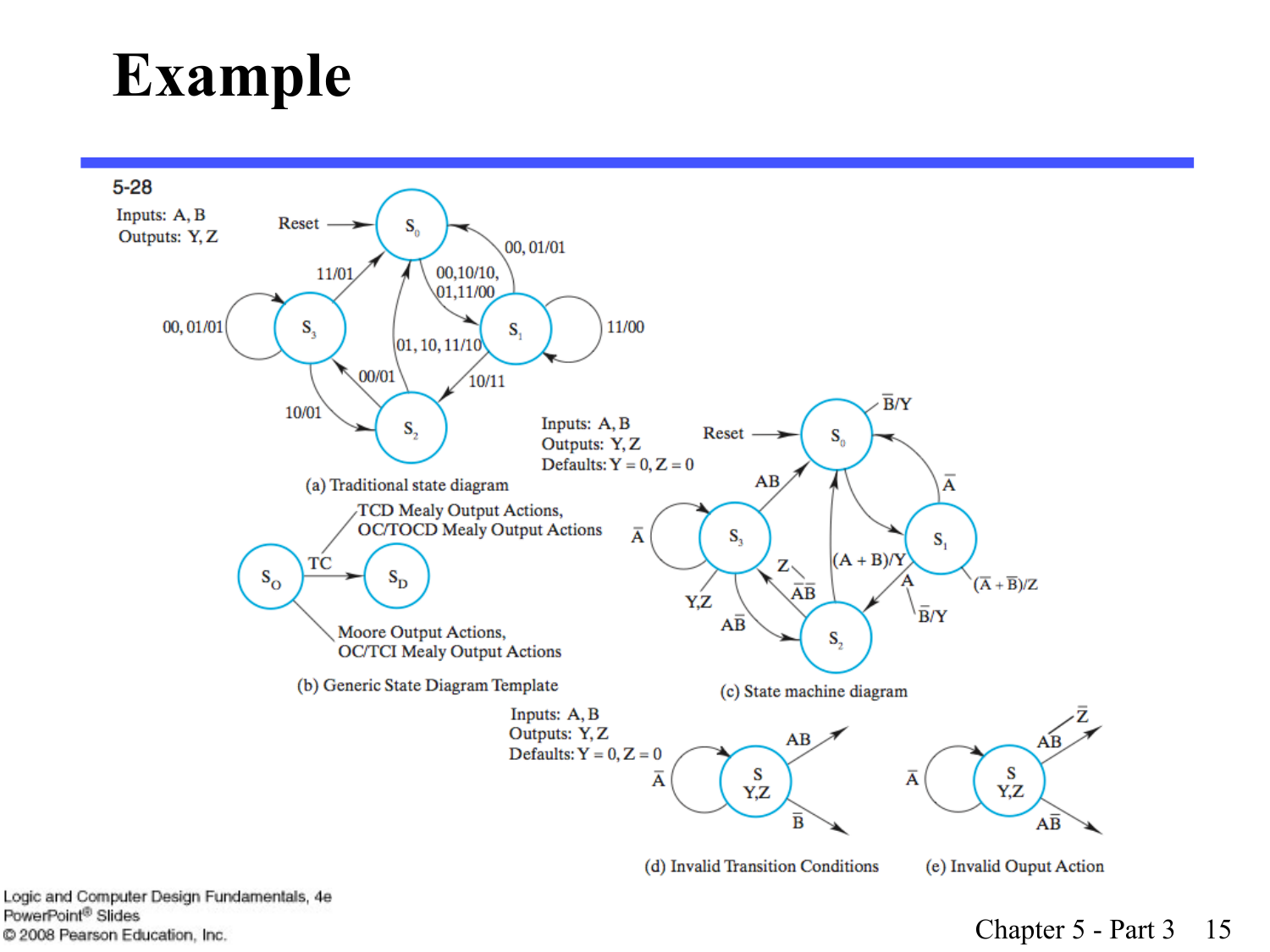# Example

5-28

Inputs: A, B
Outputs: Y, Z

(a) Traditional state diagram

TCD Mealy Output Actions,
OC/TOCD Mealy Output Actions

Moore Output Actions,
OC/TCI Mealy Output Actions

(b) Generic State Diagram Template

Inputs: A, B
Outputs: Y, Z
Defaults: Y = 0, Z = 0

(c) State machine diagram

Inputs: A, B
Outputs: Y, Z
Defaults: Y = 0, Z = 0

(d) Invalid Transition Conditions

(e) Invalid Ouput Action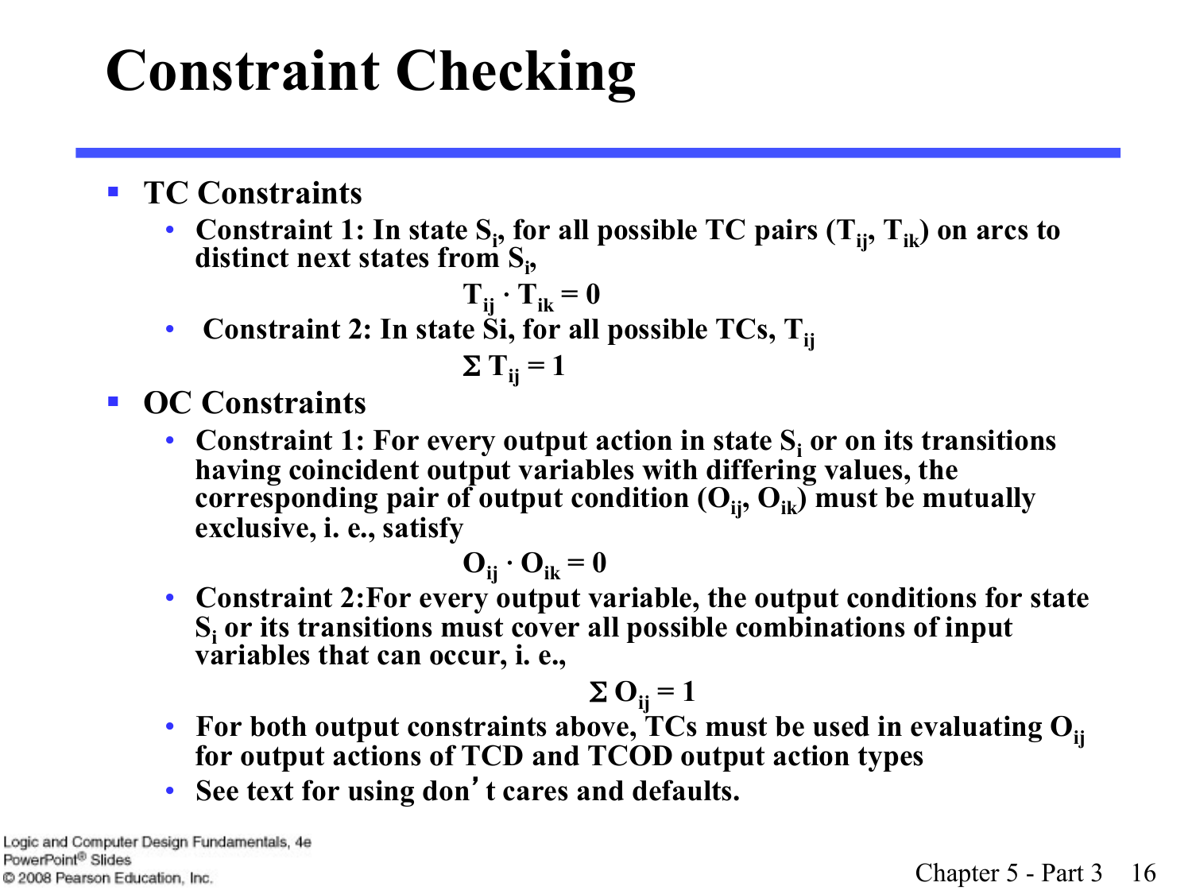# Constraint Checking

- **TC Constraints**
  - **Constraint 1: In state $S_i$, for all possible TC pairs ($T_{ij}$, $T_{ik}$) on arcs to distinct next states from $S_i$,**

    $$T_{ij} \cdot T_{ik} = 0$$

  - **Constraint 2: In state Si, for all possible TCs, $T_{ij}$**

    $$\Sigma\, T_{ij} = 1$$

- **OC Constraints**
  - **Constraint 1: For every output action in state $S_i$ or on its transitions having coincident output variables with differing values, the corresponding pair of output condition ($O_{ij}$, $O_{ik}$) must be mutually exclusive, i. e., satisfy**

    $$O_{ij} \cdot O_{ik} = 0$$

  - **Constraint 2:For every output variable, the output conditions for state $S_i$ or its transitions must cover all possible combinations of input variables that can occur, i. e.,**

    $$\Sigma\, O_{ij} = 1$$

  - **For both output constraints above, TCs must be used in evaluating $O_{ij}$ for output actions of TCD and TCOD output action types**
  - **See text for using don't cares and defaults.**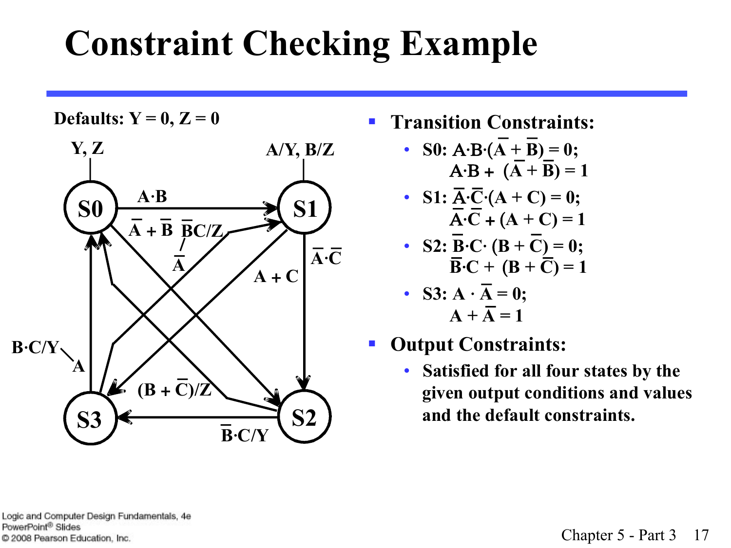# Constraint Checking Example

Defaults: Y = 0, Z = 0

- **Transition Constraints:**
  - S0: $A \cdot B \cdot (\overline{A} + \overline{B}) = 0$;
    $A \cdot B + (\overline{A} + \overline{B}) = 1$
  - S1: $\overline{A} \cdot \overline{C} \cdot (A + C) = 0$;
    $\overline{A} \cdot \overline{C} + (A + C) = 1$
  - S2: $\overline{B} \cdot C \cdot (B + \overline{C}) = 0$;
    $\overline{B} \cdot C + (B + \overline{C}) = 1$
  - S3: $A \cdot \overline{A} = 0$;
    $A + \overline{A} = 1$
- **Output Constraints:**
  - Satisfied for all four states by the given output conditions and values and the default constraints.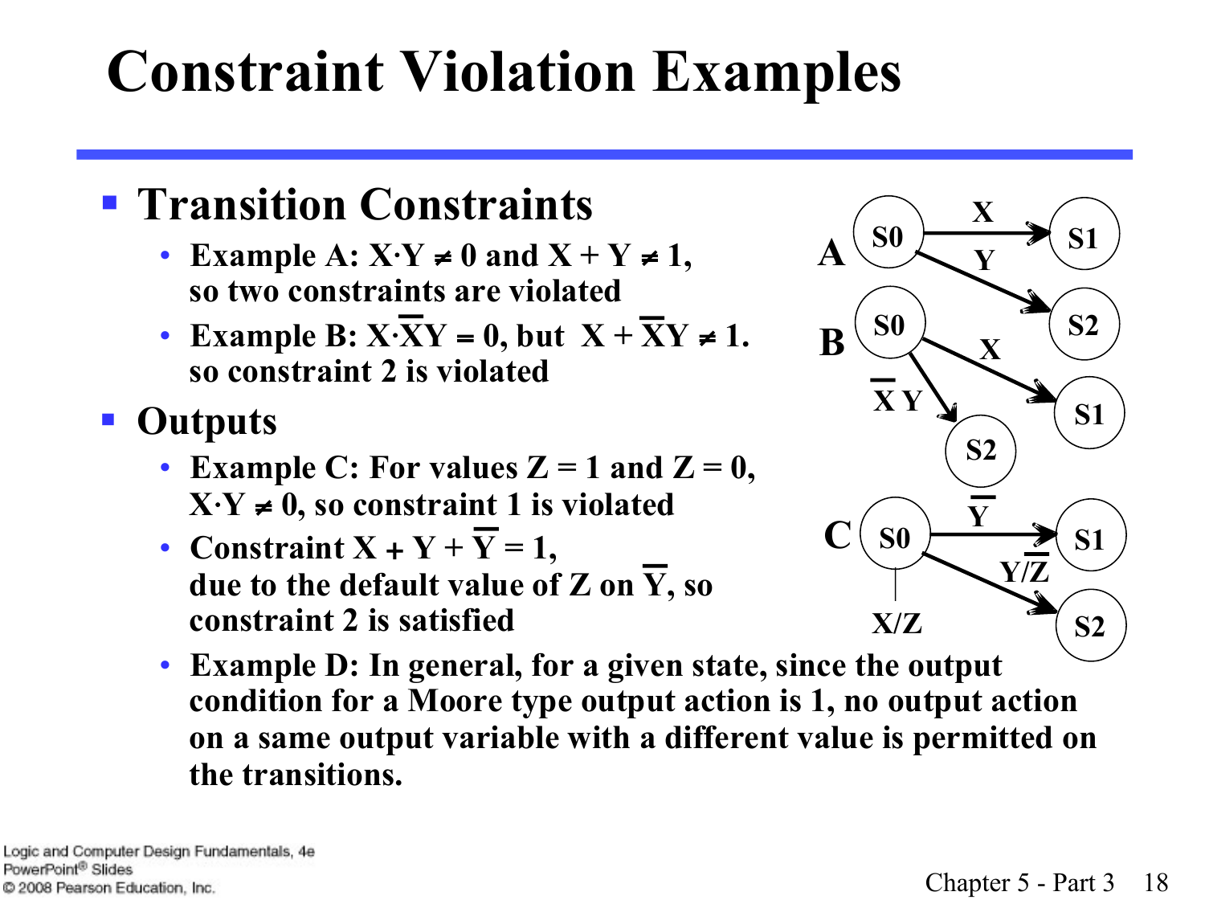# Constraint Violation Examples

- **Transition Constraints**
  - **Example A: $X \cdot Y \neq 0$ and $X + Y \neq 1$, so two constraints are violated**
  - **Example B: $X \cdot \overline{X}Y = 0$, but $X + \overline{X}Y \neq 1$. so constraint 2 is violated**
- **Outputs**
  - **Example C: For values $Z = 1$ and $Z = 0$, $X \cdot Y \neq 0$, so constraint 1 is violated**
  - **Constraint $X + Y + \overline{Y} = 1$, due to the default value of Z on $\overline{Y}$, so constraint 2 is satisfied**
  - **Example D: In general, for a given state, since the output condition for a Moore type output action is 1, no output action on a same output variable with a different value is permitted on the transitions.**

**A**: S0 —X→ S1; S0 —Y→ S2

**B**: S0 —X→ S1; S0 —$\overline{X}Y$→ S2

**C**: S0 (X/Z) —$\overline{Y}$→ S1; S0 —$Y/\overline{Z}$→ S2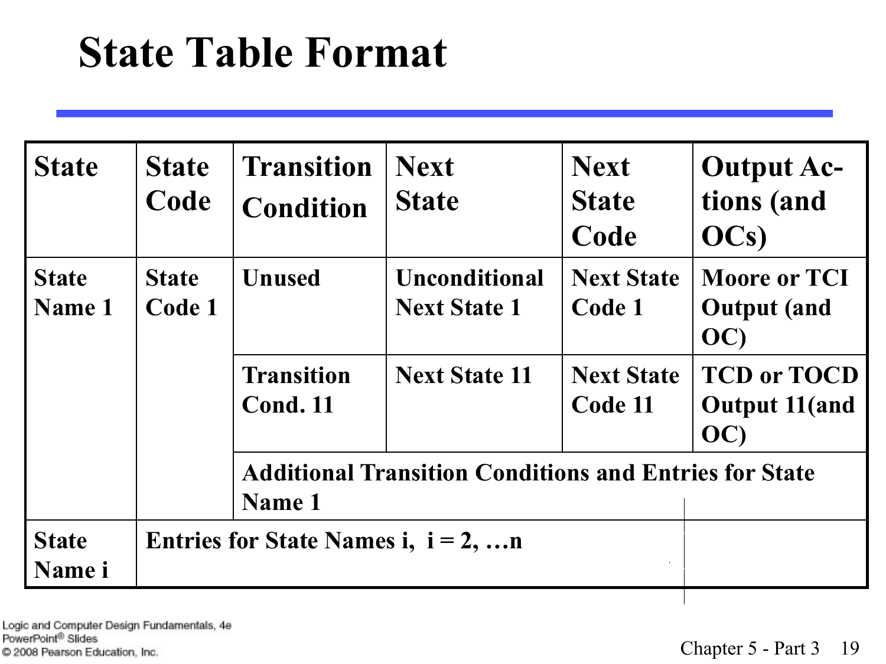# State Table Format

| State | State Code | Transition Condition | Next State | Next State Code | Output Actions (and OCs) |
|---|---|---|---|---|---|
| State Name 1 | State Code 1 | Unused | Unconditional Next State 1 | Next State Code 1 | Moore or TCI Output (and OC) |
| | | Transition Cond. 11 | Next State 11 | Next State Code 11 | TCD or TOCD Output 11(and OC) |
| | | Additional Transition Conditions and Entries for State Name 1 | | | |
| State Name i | Entries for State Names i, i = 2, …n | | | | |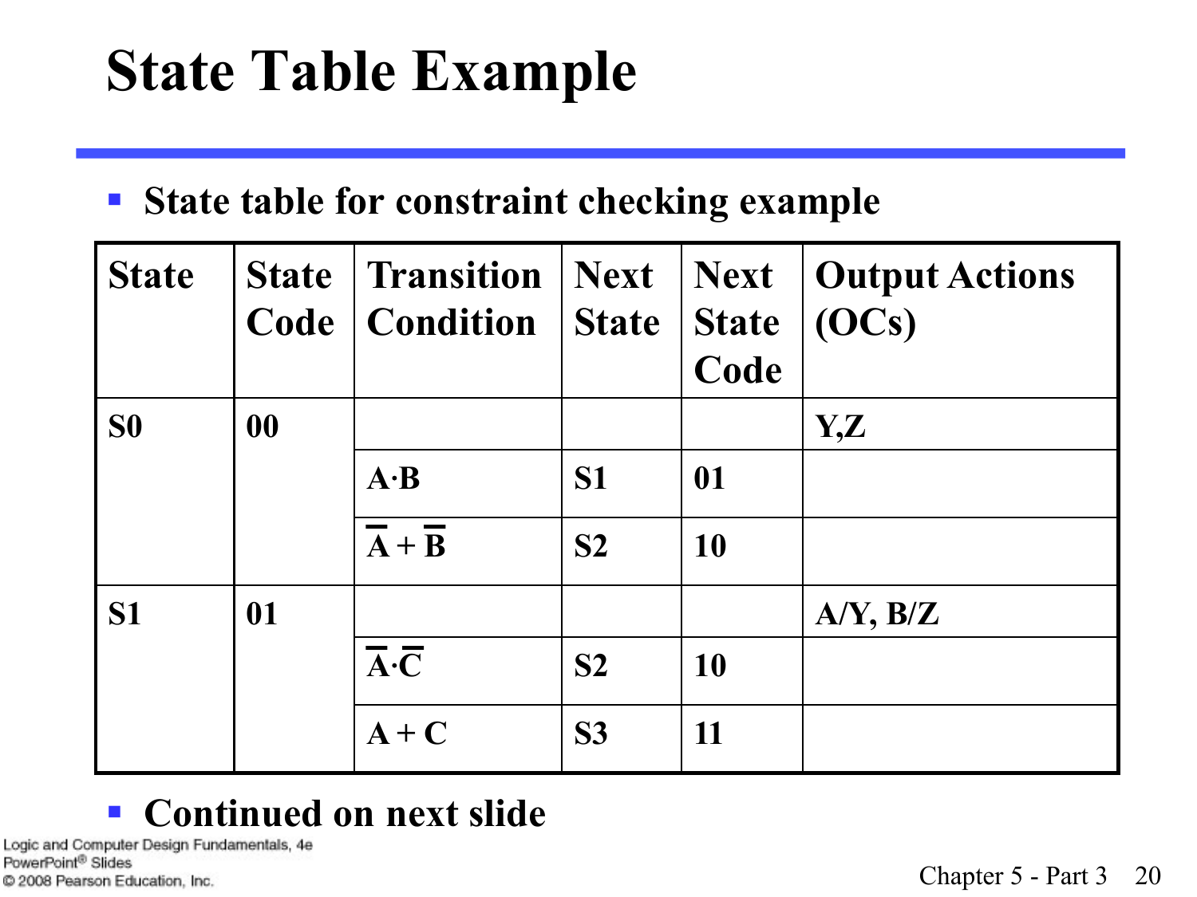# State Table Example

- State table for constraint checking example

| State | State Code | Transition Condition | Next State | Next State Code | Output Actions (OCs) |
|---|---|---|---|---|---|
| S0 | 00 | | | | Y,Z |
| | | $A \cdot B$ | S1 | 01 | |
| | | $\overline{A} + \overline{B}$ | S2 | 10 | |
| S1 | 01 | | | | A/Y, B/Z |
| | | $\overline{A} \cdot \overline{C}$ | S2 | 10 | |
| | | $A + C$ | S3 | 11 | |

- Continued on next slide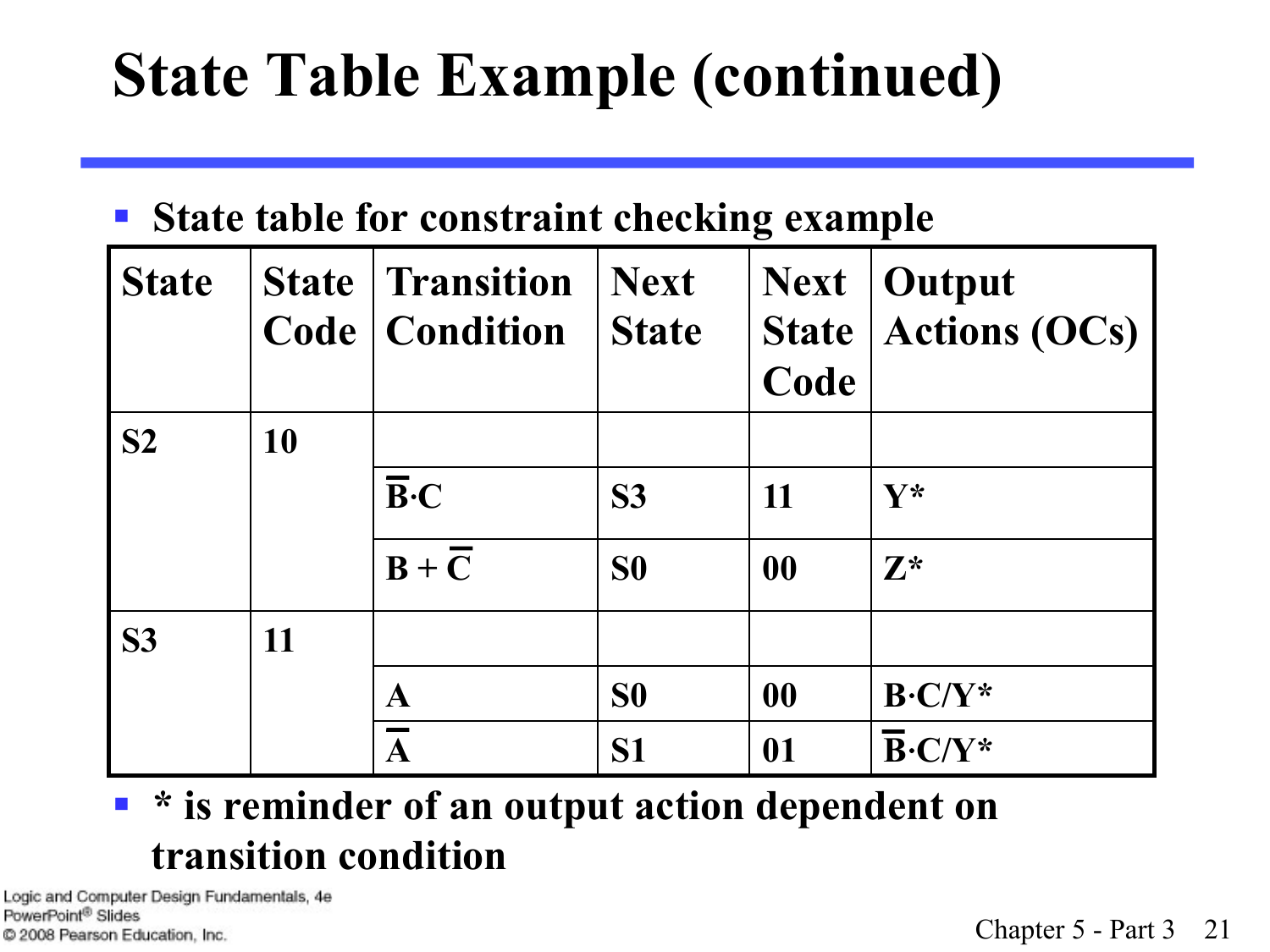# State Table Example (continued)

- State table for constraint checking example

| State | State Code | Transition Condition | Next State | Next State Code | Output Actions (OCs) |
|---|---|---|---|---|---|
| S2 | 10 | | | | |
| | | $\overline{B} \cdot C$ | S3 | 11 | Y* |
| | | $B + \overline{C}$ | S0 | 00 | Z* |
| S3 | 11 | | | | |
| | | A | S0 | 00 | $B \cdot C$/Y* |
| | | $\overline{A}$ | S1 | 01 | $\overline{B} \cdot C$/Y* |

- * is reminder of an output action dependent on transition condition

Logic and Computer Design Fundamentals, 4e
PowerPoint® Slides
© 2008 Pearson Education, Inc.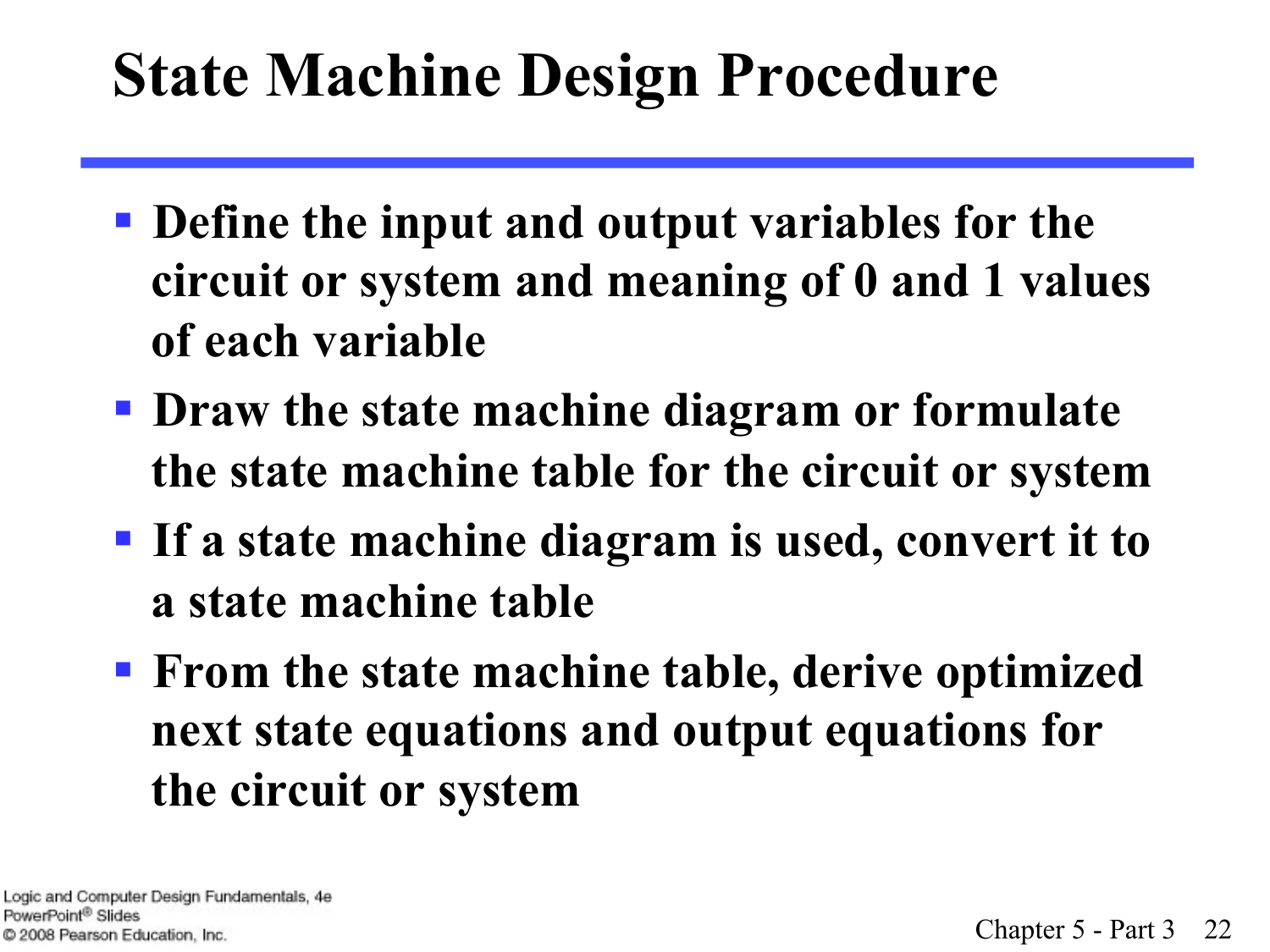# State Machine Design Procedure

- Define the input and output variables for the circuit or system and meaning of 0 and 1 values of each variable
- Draw the state machine diagram or formulate the state machine table for the circuit or system
- If a state machine diagram is used, convert it to a state machine table
- From the state machine table, derive optimized next state equations and output equations for the circuit or system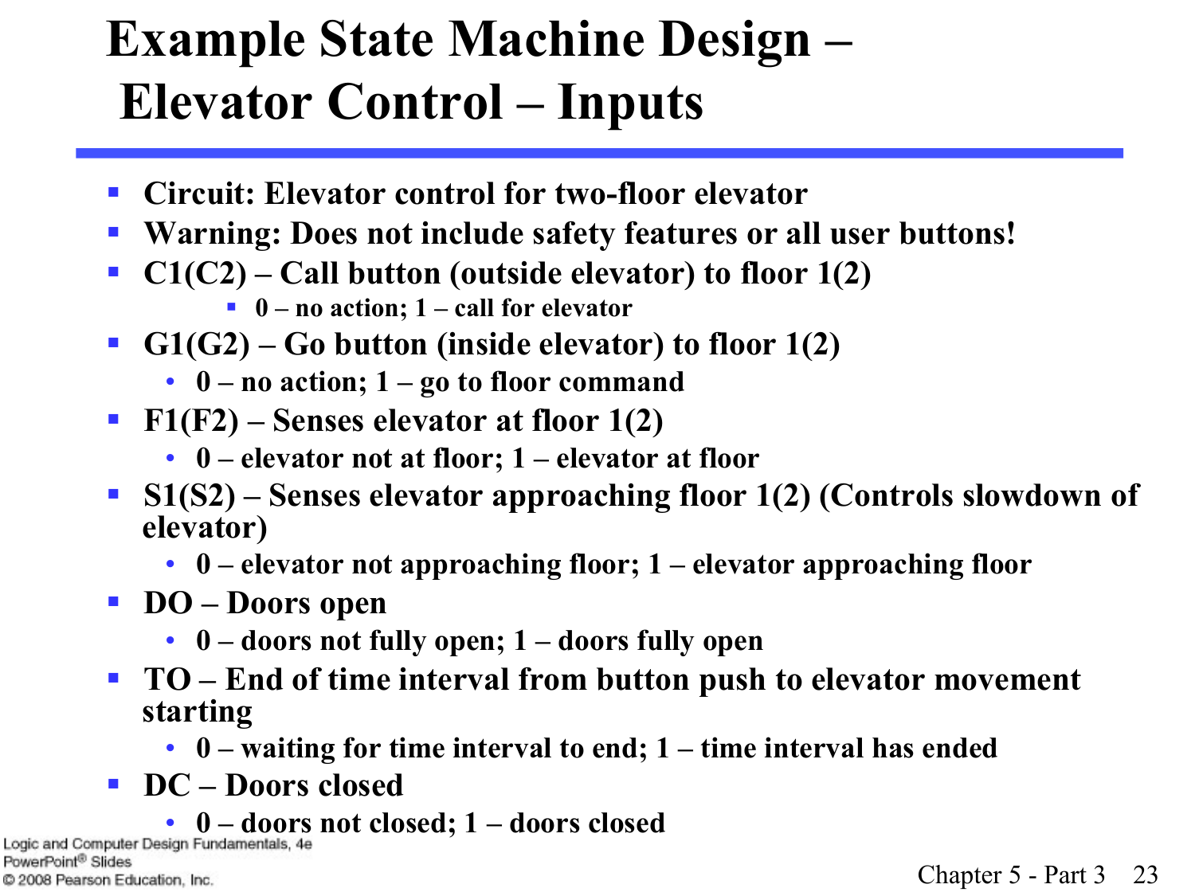# Example State Machine Design – Elevator Control – Inputs

- **Circuit: Elevator control for two-floor elevator**
- **Warning: Does not include safety features or all user buttons!**
- **C1(C2) – Call button (outside elevator) to floor 1(2)**
  - **0 – no action; 1 – call for elevator**
- **G1(G2) – Go button (inside elevator) to floor 1(2)**
  - **0 – no action; 1 – go to floor command**
- **F1(F2) – Senses elevator at floor 1(2)**
  - **0 – elevator not at floor; 1 – elevator at floor**
- **S1(S2) – Senses elevator approaching floor 1(2) (Controls slowdown of elevator)**
  - **0 – elevator not approaching floor; 1 – elevator approaching floor**
- **DO – Doors open**
  - **0 – doors not fully open; 1 – doors fully open**
- **TO – End of time interval from button push to elevator movement starting**
  - **0 – waiting for time interval to end; 1 – time interval has ended**
- **DC – Doors closed**
  - **0 – doors not closed; 1 – doors closed**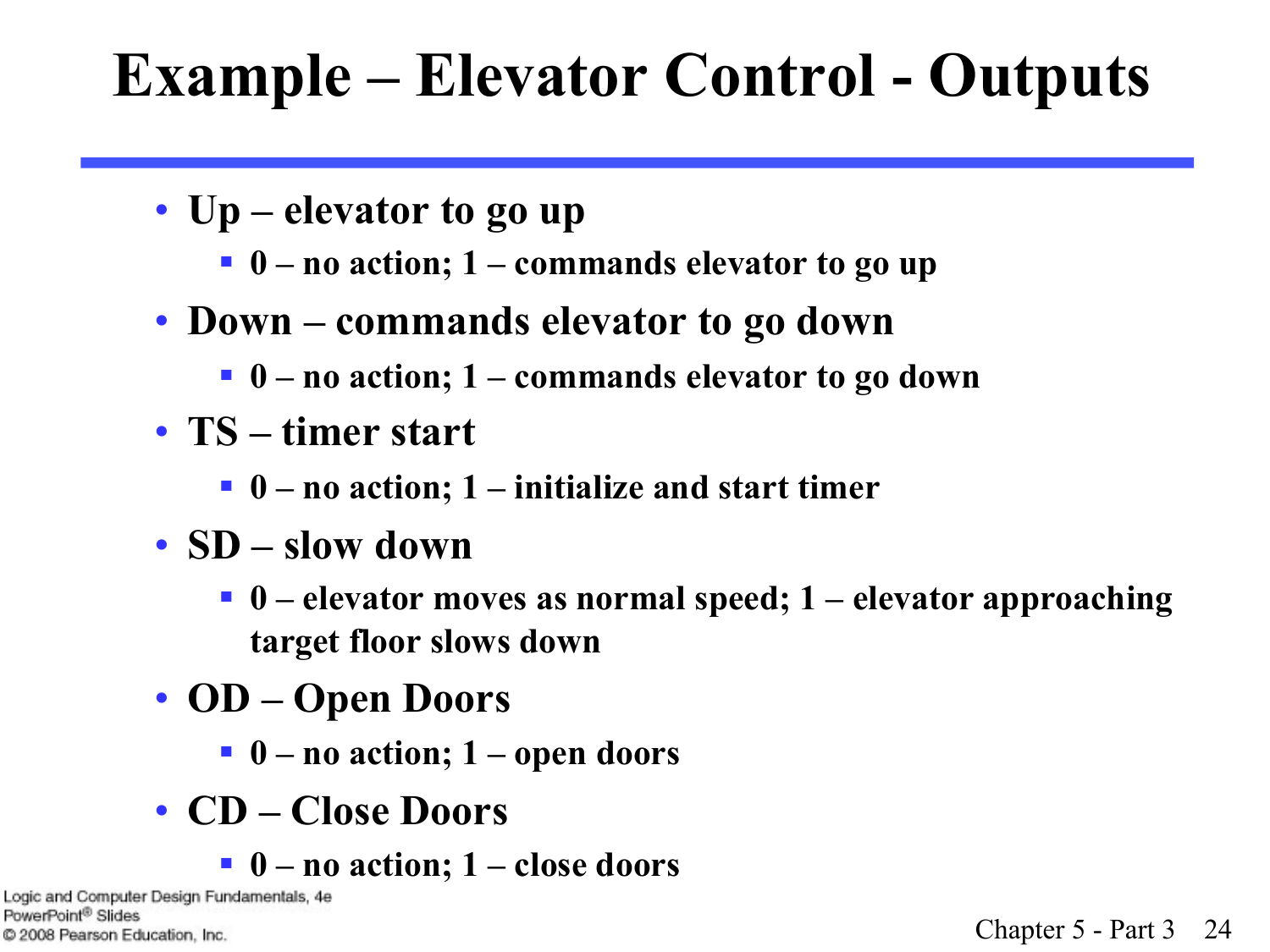# Example – Elevator Control - Outputs

- **Up – elevator to go up**
  - **0 – no action; 1 – commands elevator to go up**
- **Down – commands elevator to go down**
  - **0 – no action; 1 – commands elevator to go down**
- **TS – timer start**
  - **0 – no action; 1 – initialize and start timer**
- **SD – slow down**
  - **0 – elevator moves as normal speed; 1 – elevator approaching target floor slows down**
- **OD – Open Doors**
  - **0 – no action; 1 – open doors**
- **CD – Close Doors**
  - **0 – no action; 1 – close doors**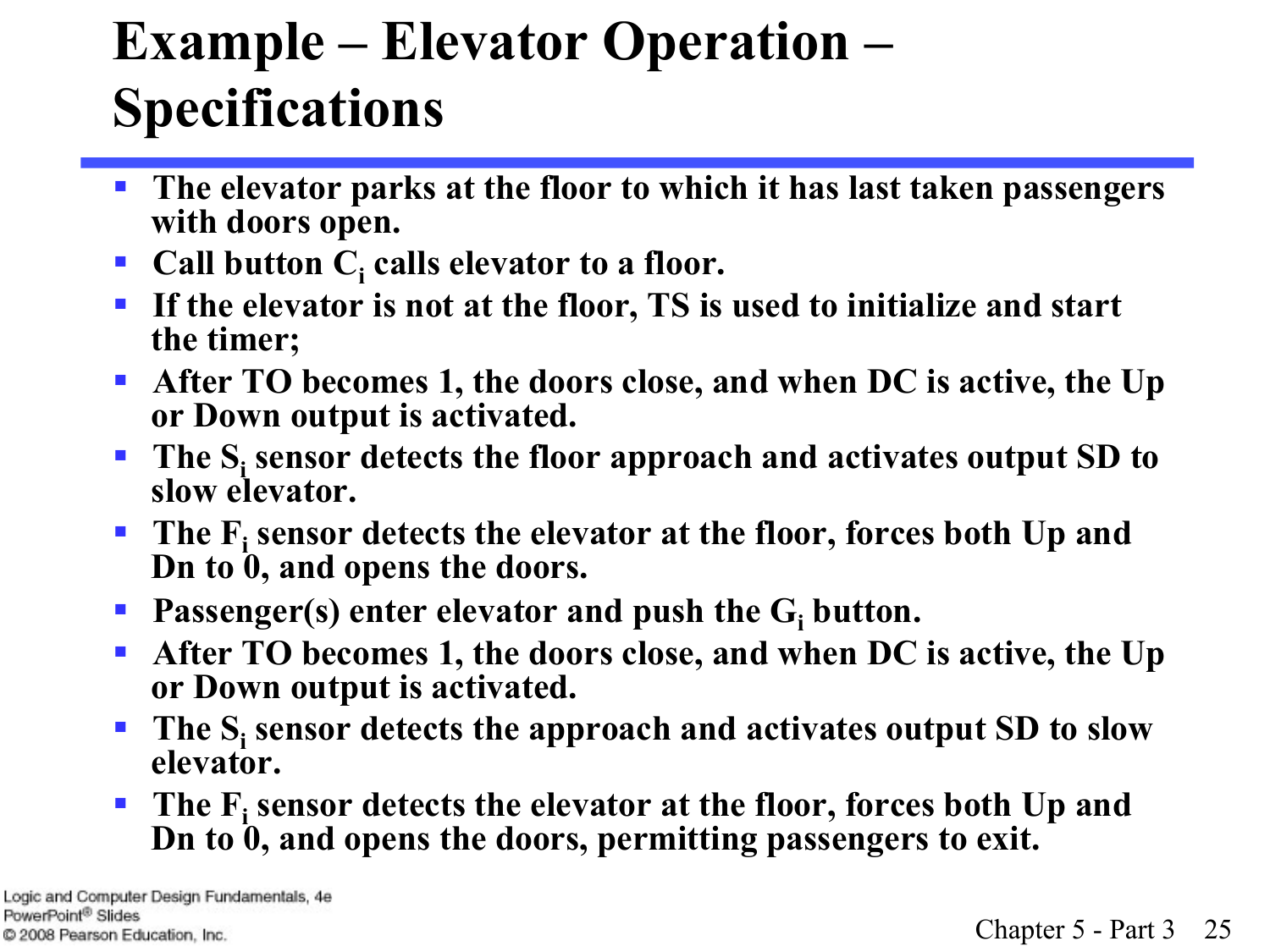# Example – Elevator Operation – Specifications

- The elevator parks at the floor to which it has last taken passengers with doors open.
- Call button $C_i$ calls elevator to a floor.
- If the elevator is not at the floor, TS is used to initialize and start the timer;
- After TO becomes 1, the doors close, and when DC is active, the Up or Down output is activated.
- The $S_i$ sensor detects the floor approach and activates output SD to slow elevator.
- The $F_i$ sensor detects the elevator at the floor, forces both Up and Dn to 0, and opens the doors.
- Passenger(s) enter elevator and push the $G_i$ button.
- After TO becomes 1, the doors close, and when DC is active, the Up or Down output is activated.
- The $S_i$ sensor detects the approach and activates output SD to slow elevator.
- The $F_i$ sensor detects the elevator at the floor, forces both Up and Dn to 0, and opens the doors, permitting passengers to exit.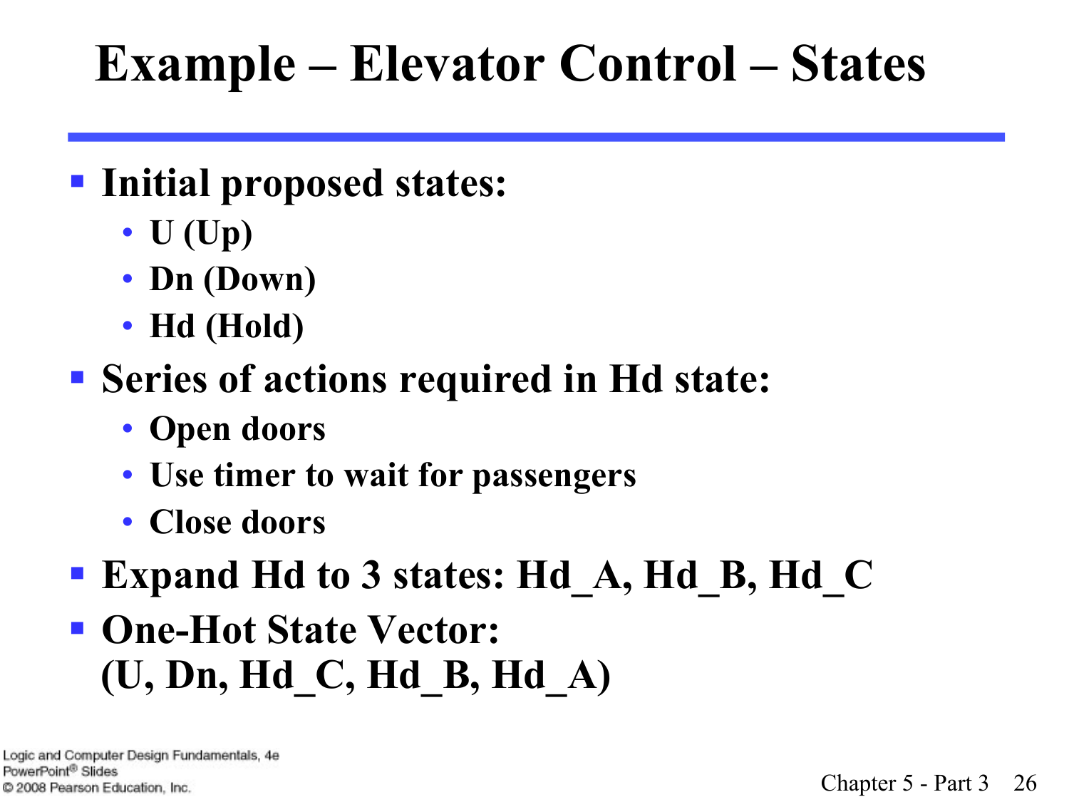# Example – Elevator Control – States

- **Initial proposed states:**
  - U (Up)
  - Dn (Down)
  - Hd (Hold)
- **Series of actions required in Hd state:**
  - Open doors
  - Use timer to wait for passengers
  - Close doors
- **Expand Hd to 3 states: Hd_A, Hd_B, Hd_C**
- **One-Hot State Vector: (U, Dn, Hd_C, Hd_B, Hd_A)**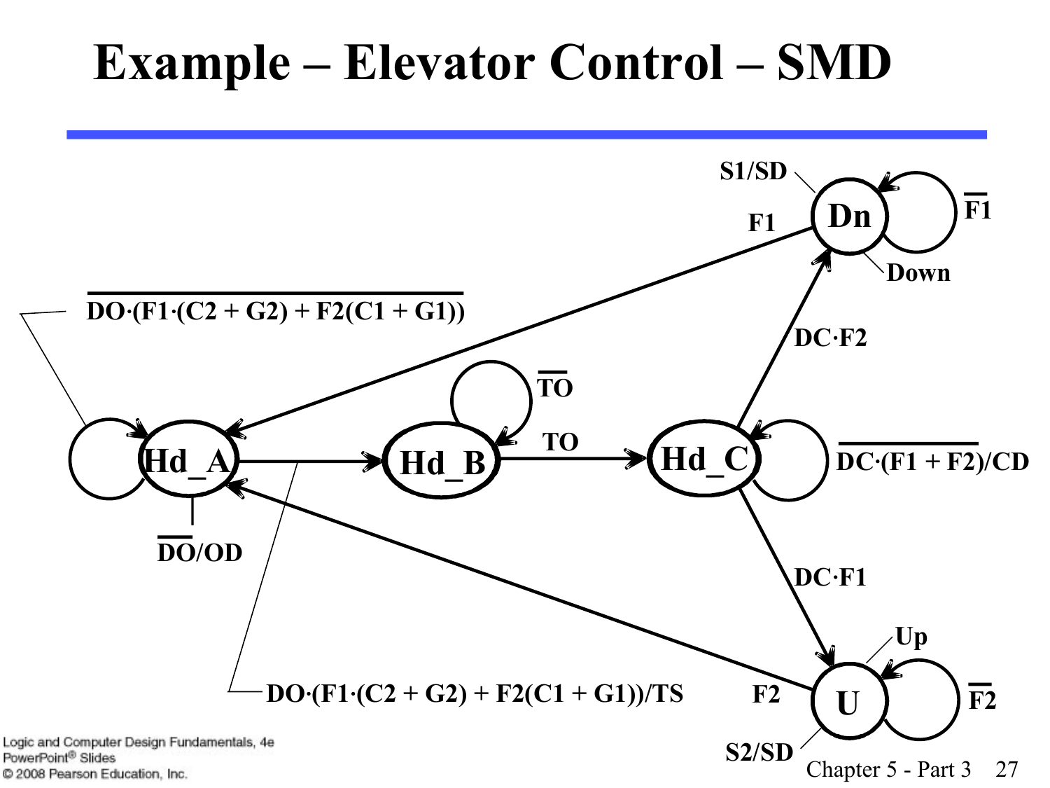# Example – Elevator Control – SMD

$\overline{DO \cdot (F1 \cdot (C2 + G2) + F2(C1 + G1))}$

S1/SD

F1

Dn

$\overline{F1}$

Down

DC·F2

$\overline{TO}$

TO

Hd_A

Hd_B

Hd_C

$\overline{DC \cdot (F1 + F2)}$/CD

$\overline{DO}$/OD

DC·F1

Up

$DO \cdot (F1 \cdot (C2 + G2) + F2(C1 + G1))$/TS

F2

U

$\overline{F2}$

S2/SD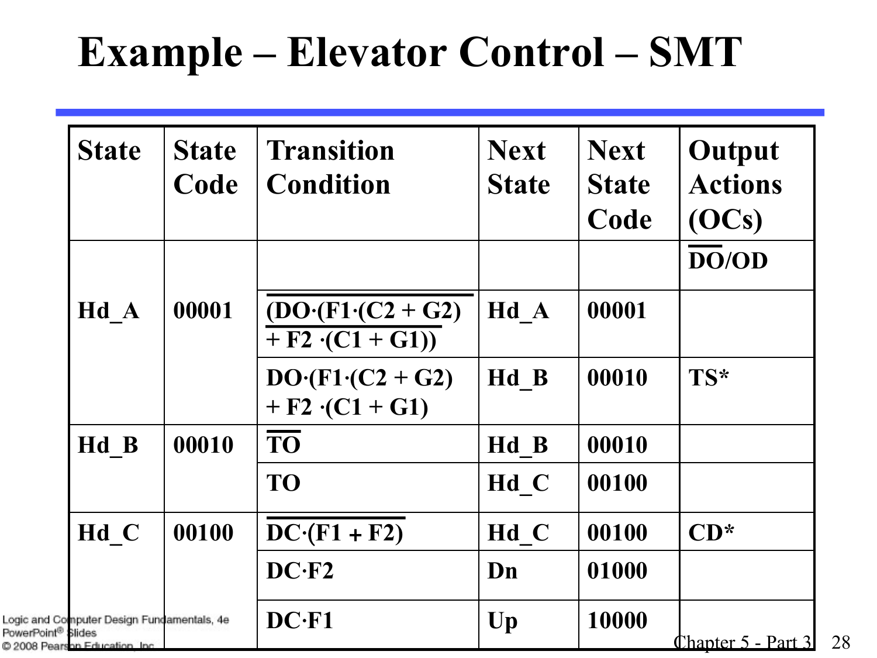# Example – Elevator Control – SMT

| State | State Code | Transition Condition | Next State | Next State Code | Output Actions (OCs) |
|---|---|---|---|---|---|
| Hd_A | 00001 | | | | $\overline{\text{DO}}$/OD |
| | | $\overline{\text{(DO}\cdot\text{(F1}\cdot\text{(C2 + G2) + F2}\cdot\text{(C1 + G1))}}$ | Hd_A | 00001 | |
| | | DO·(F1·(C2 + G2) + F2 ·(C1 + G1) | Hd_B | 00010 | TS* |
| Hd_B | 00010 | $\overline{\text{TO}}$ | Hd_B | 00010 | |
| | | TO | Hd_C | 00100 | |
| Hd_C | 00100 | $\overline{\text{DC}\cdot\text{(F1 + F2)}}$ | Hd_C | 00100 | CD* |
| | | DC·F2 | Dn | 01000 | |
| | | DC·F1 | Up | 10000 | |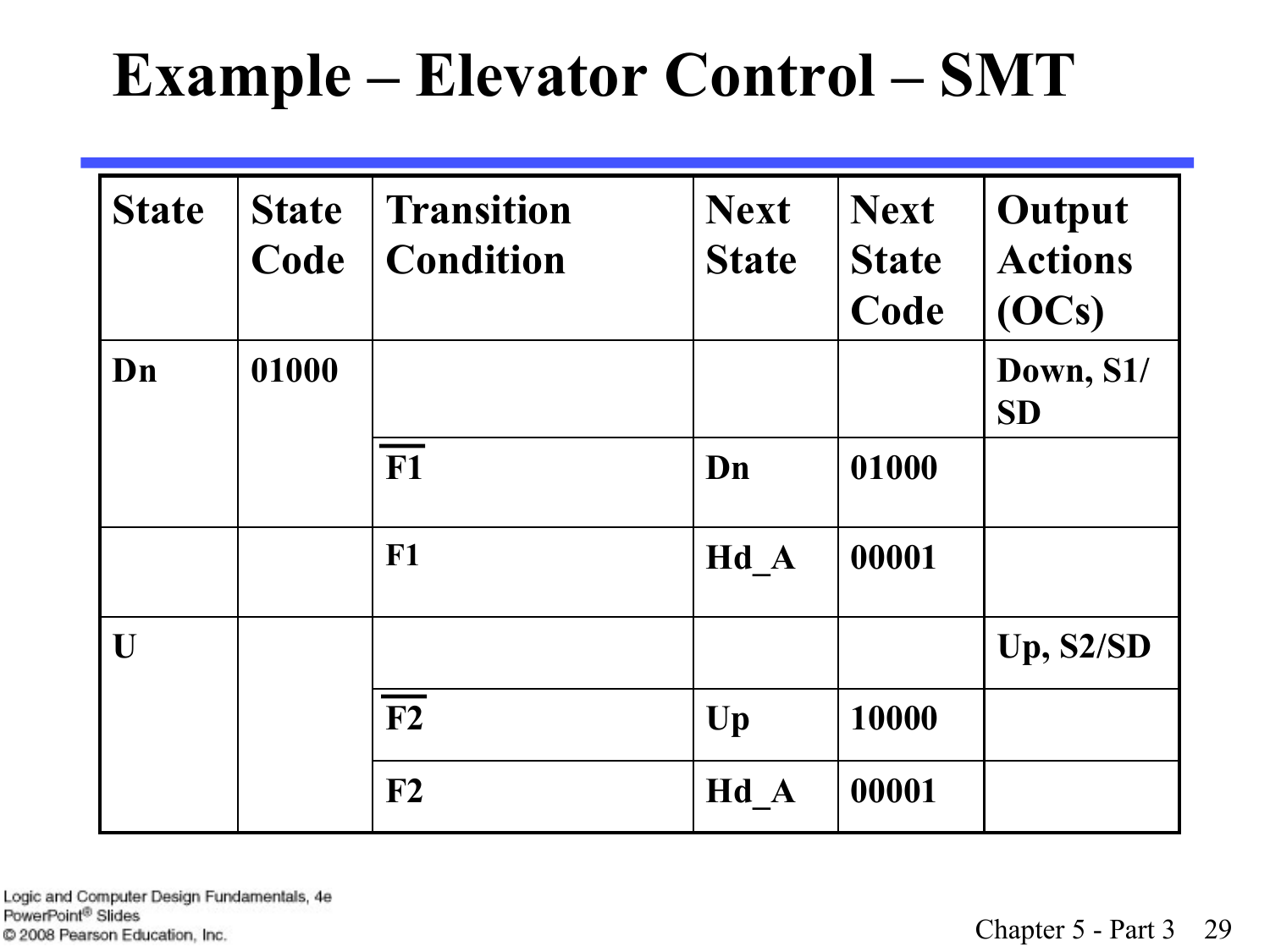# Example – Elevator Control – SMT

| State | State Code | Transition Condition | Next State | Next State Code | Output Actions (OCs) |
|---|---|---|---|---|---|
| Dn | 01000 | | | | Down, S1/ SD |
| | | $\overline{F1}$ | Dn | 01000 | |
| | | F1 | Hd_A | 00001 | |
| U | | | | | Up, S2/SD |
| | | $\overline{F2}$ | Up | 10000 | |
| | | F2 | Hd_A | 00001 | |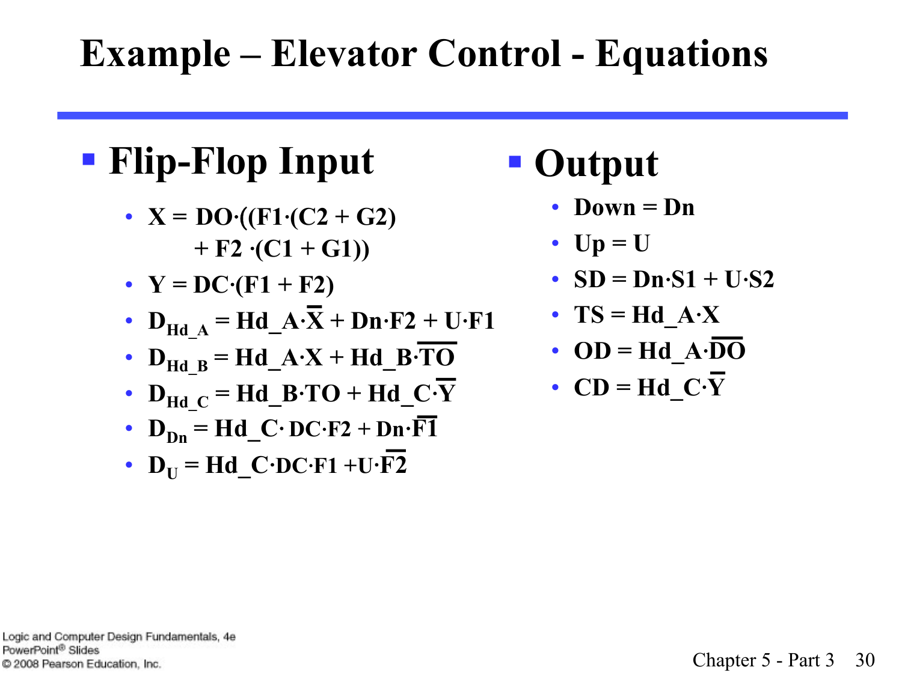# Example – Elevator Control - Equations

- **Flip-Flop Input**
  - $X = DO \cdot ((F1 \cdot (C2 + G2) + F2 \cdot (C1 + G1))$
  - $Y = DC \cdot (F1 + F2)$
  - $D_{Hd\_A} = Hd\_A \cdot \overline{X} + Dn \cdot F2 + U \cdot F1$
  - $D_{Hd\_B} = Hd\_A \cdot X + Hd\_B \cdot \overline{TO}$
  - $D_{Hd\_C} = Hd\_B \cdot TO + Hd\_C \cdot \overline{Y}$
  - $D_{Dn} = Hd\_C \cdot DC \cdot F2 + Dn \cdot \overline{F1}$
  - $D_{U} = Hd\_C \cdot DC \cdot F1 + U \cdot \overline{F2}$

- **Output**
  - $Down = Dn$
  - $Up = U$
  - $SD = Dn \cdot S1 + U \cdot S2$
  - $TS = Hd\_A \cdot X$
  - $OD = Hd\_A \cdot \overline{DO}$
  - $CD = Hd\_C \cdot \overline{Y}$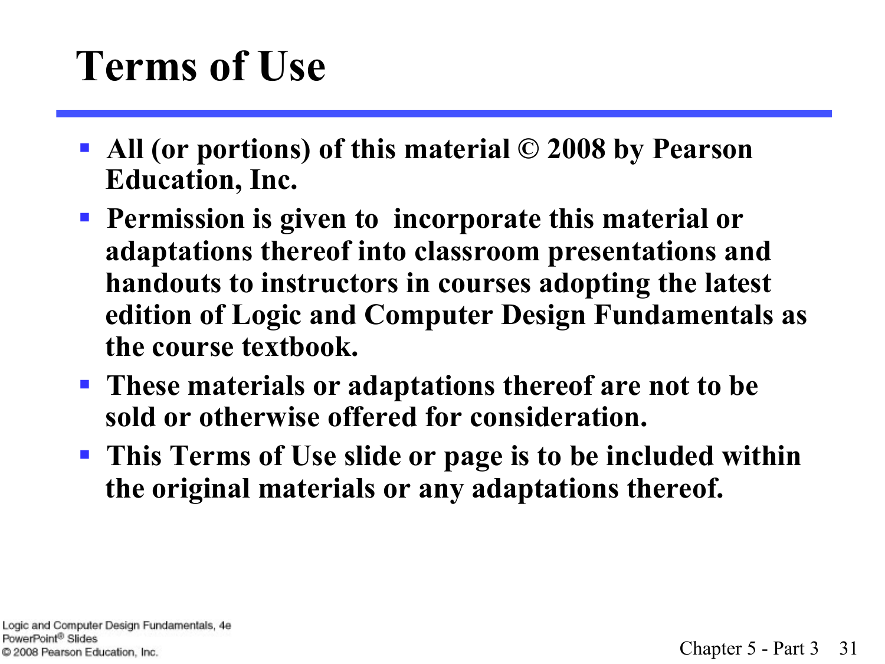# Terms of Use

- **All (or portions) of this material © 2008 by Pearson Education, Inc.**
- **Permission is given to incorporate this material or adaptations thereof into classroom presentations and handouts to instructors in courses adopting the latest edition of Logic and Computer Design Fundamentals as the course textbook.**
- **These materials or adaptations thereof are not to be sold or otherwise offered for consideration.**
- **This Terms of Use slide or page is to be included within the original materials or any adaptations thereof.**